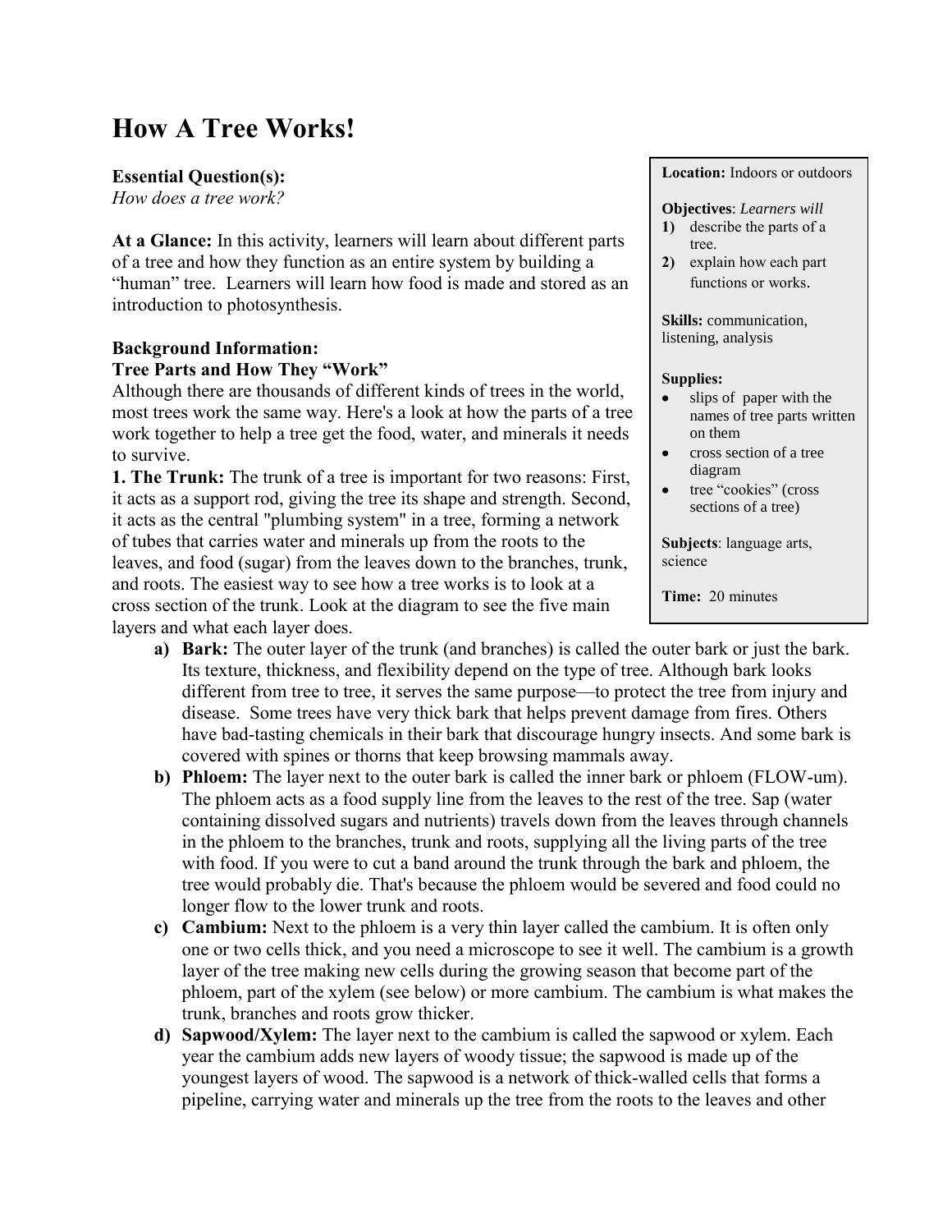# How A Tree Works!

**Essential Question(s):**
*How does a tree work?*

**At a Glance:** In this activity, learners will learn about different parts of a tree and how they function as an entire system by building a "human" tree. Learners will learn how food is made and stored as an introduction to photosynthesis.

**Location:** Indoors or outdoors

**Objectives**: *Learners will*

1) describe the parts of a tree.
2) explain how each part functions or works.

**Skills:** communication, listening, analysis

**Supplies:**

- slips of paper with the names of tree parts written on them
- cross section of a tree diagram
- tree "cookies" (cross sections of a tree)

**Subjects**: language arts, science

**Time:** 20 minutes

**Background Information:**
**Tree Parts and How They "Work"**

Although there are thousands of different kinds of trees in the world, most trees work the same way. Here's a look at how the parts of a tree work together to help a tree get the food, water, and minerals it needs to survive.

**1. The Trunk:** The trunk of a tree is important for two reasons: First, it acts as a support rod, giving the tree its shape and strength. Second, it acts as the central "plumbing system" in a tree, forming a network of tubes that carries water and minerals up from the roots to the leaves, and food (sugar) from the leaves down to the branches, trunk, and roots. The easiest way to see how a tree works is to look at a cross section of the trunk. Look at the diagram to see the five main layers and what each layer does.

a) **Bark:** The outer layer of the trunk (and branches) is called the outer bark or just the bark. Its texture, thickness, and flexibility depend on the type of tree. Although bark looks different from tree to tree, it serves the same purpose—to protect the tree from injury and disease. Some trees have very thick bark that helps prevent damage from fires. Others have bad-tasting chemicals in their bark that discourage hungry insects. And some bark is covered with spines or thorns that keep browsing mammals away.

b) **Phloem:** The layer next to the outer bark is called the inner bark or phloem (FLOW-um). The phloem acts as a food supply line from the leaves to the rest of the tree. Sap (water containing dissolved sugars and nutrients) travels down from the leaves through channels in the phloem to the branches, trunk and roots, supplying all the living parts of the tree with food. If you were to cut a band around the trunk through the bark and phloem, the tree would probably die. That's because the phloem would be severed and food could no longer flow to the lower trunk and roots.

c) **Cambium:** Next to the phloem is a very thin layer called the cambium. It is often only one or two cells thick, and you need a microscope to see it well. The cambium is a growth layer of the tree making new cells during the growing season that become part of the phloem, part of the xylem (see below) or more cambium. The cambium is what makes the trunk, branches and roots grow thicker.

d) **Sapwood/Xylem:** The layer next to the cambium is called the sapwood or xylem. Each year the cambium adds new layers of woody tissue; the sapwood is made up of the youngest layers of wood. The sapwood is a network of thick-walled cells that forms a pipeline, carrying water and minerals up the tree from the roots to the leaves and other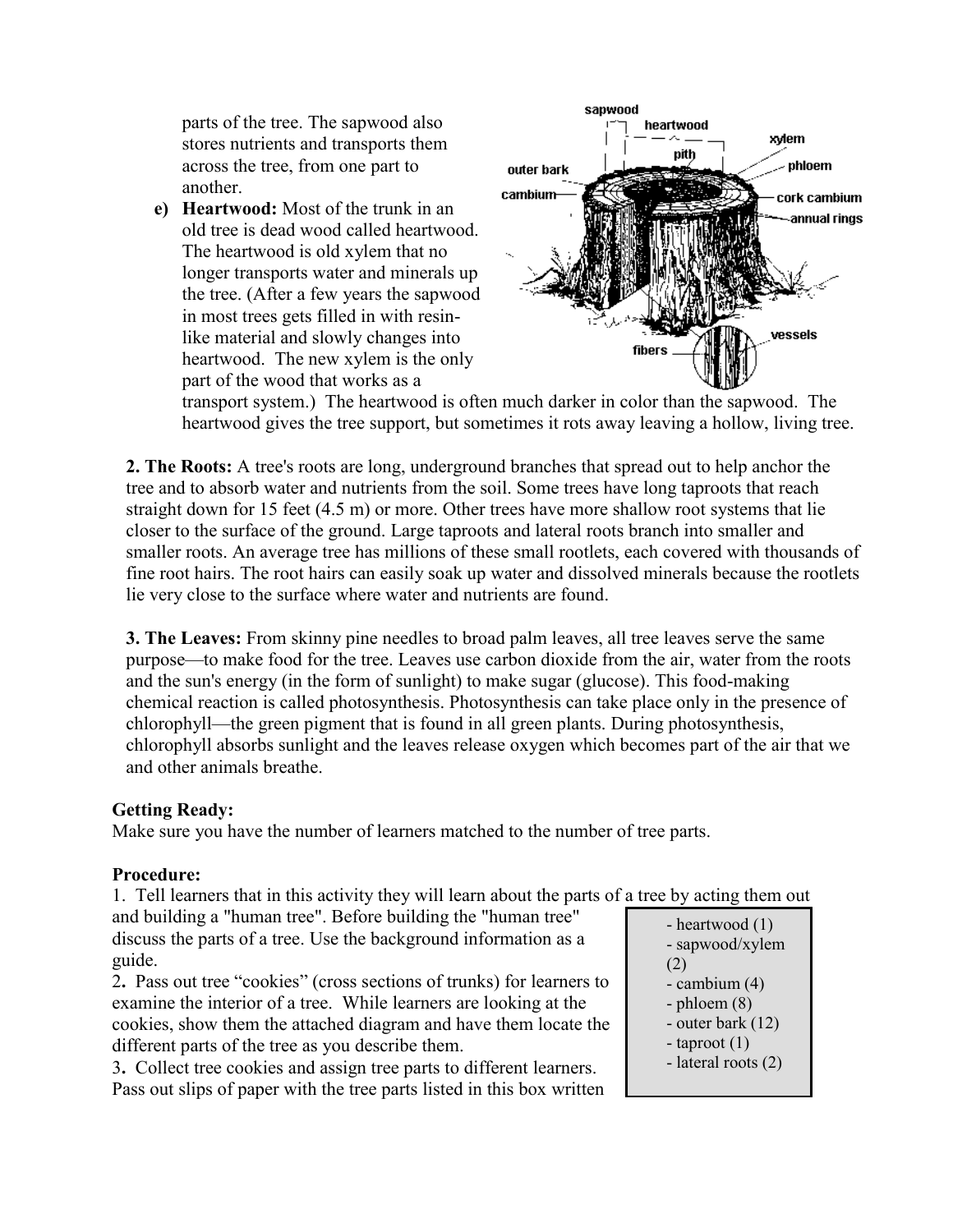parts of the tree. The sapwood also stores nutrients and transports them across the tree, from one part to another.

e) **Heartwood:** Most of the trunk in an old tree is dead wood called heartwood. The heartwood is old xylem that no longer transports water and minerals up the tree. (After a few years the sapwood in most trees gets filled in with resin-like material and slowly changes into heartwood. The new xylem is the only part of the wood that works as a transport system.) The heartwood is often much darker in color than the sapwood. The heartwood gives the tree support, but sometimes it rots away leaving a hollow, living tree.

**2. The Roots:** A tree's roots are long, underground branches that spread out to help anchor the tree and to absorb water and nutrients from the soil. Some trees have long taproots that reach straight down for 15 feet (4.5 m) or more. Other trees have more shallow root systems that lie closer to the surface of the ground. Large taproots and lateral roots branch into smaller and smaller roots. An average tree has millions of these small rootlets, each covered with thousands of fine root hairs. The root hairs can easily soak up water and dissolved minerals because the rootlets lie very close to the surface where water and nutrients are found.

**3. The Leaves:** From skinny pine needles to broad palm leaves, all tree leaves serve the same purpose—to make food for the tree. Leaves use carbon dioxide from the air, water from the roots and the sun's energy (in the form of sunlight) to make sugar (glucose). This food-making chemical reaction is called photosynthesis. Photosynthesis can take place only in the presence of chlorophyll—the green pigment that is found in all green plants. During photosynthesis, chlorophyll absorbs sunlight and the leaves release oxygen which becomes part of the air that we and other animals breathe.

**Getting Ready:**
Make sure you have the number of learners matched to the number of tree parts.

**Procedure:**

1. Tell learners that in this activity they will learn about the parts of a tree by acting them out and building a "human tree". Before building the "human tree" discuss the parts of a tree. Use the background information as a guide.
2. Pass out tree "cookies" (cross sections of trunks) for learners to examine the interior of a tree. While learners are looking at the cookies, show them the attached diagram and have them locate the different parts of the tree as you describe them.
3. Collect tree cookies and assign tree parts to different learners. Pass out slips of paper with the tree parts listed in this box written

- heartwood (1)
- sapwood/xylem (2)
- cambium (4)
- phloem (8)
- outer bark (12)
- taproot (1)
- lateral roots (2)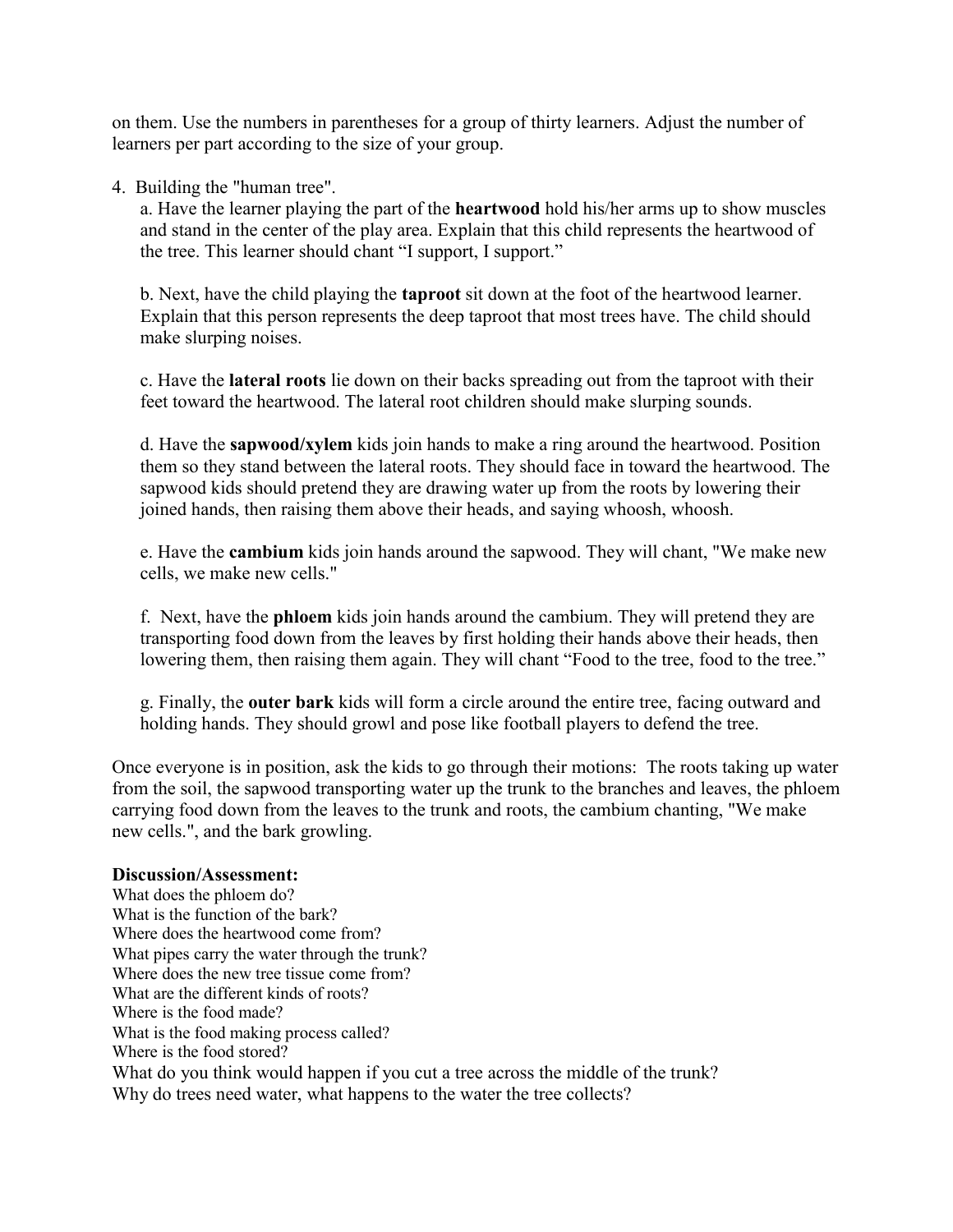on them. Use the numbers in parentheses for a group of thirty learners. Adjust the number of learners per part according to the size of your group.

4. Building the "human tree".

   a. Have the learner playing the part of the **heartwood** hold his/her arms up to show muscles and stand in the center of the play area. Explain that this child represents the heartwood of the tree. This learner should chant "I support, I support."

   b. Next, have the child playing the **taproot** sit down at the foot of the heartwood learner. Explain that this person represents the deep taproot that most trees have. The child should make slurping noises.

   c. Have the **lateral roots** lie down on their backs spreading out from the taproot with their feet toward the heartwood. The lateral root children should make slurping sounds.

   d. Have the **sapwood/xylem** kids join hands to make a ring around the heartwood. Position them so they stand between the lateral roots. They should face in toward the heartwood. The sapwood kids should pretend they are drawing water up from the roots by lowering their joined hands, then raising them above their heads, and saying whoosh, whoosh.

   e. Have the **cambium** kids join hands around the sapwood. They will chant, "We make new cells, we make new cells."

   f. Next, have the **phloem** kids join hands around the cambium. They will pretend they are transporting food down from the leaves by first holding their hands above their heads, then lowering them, then raising them again. They will chant "Food to the tree, food to the tree."

   g. Finally, the **outer bark** kids will form a circle around the entire tree, facing outward and holding hands. They should growl and pose like football players to defend the tree.

Once everyone is in position, ask the kids to go through their motions: The roots taking up water from the soil, the sapwood transporting water up the trunk to the branches and leaves, the phloem carrying food down from the leaves to the trunk and roots, the cambium chanting, "We make new cells.", and the bark growling.

**Discussion/Assessment:**

What does the phloem do?
What is the function of the bark?
Where does the heartwood come from?
What pipes carry the water through the trunk?
Where does the new tree tissue come from?
What are the different kinds of roots?
Where is the food made?
What is the food making process called?
Where is the food stored?
What do you think would happen if you cut a tree across the middle of the trunk?
Why do trees need water, what happens to the water the tree collects?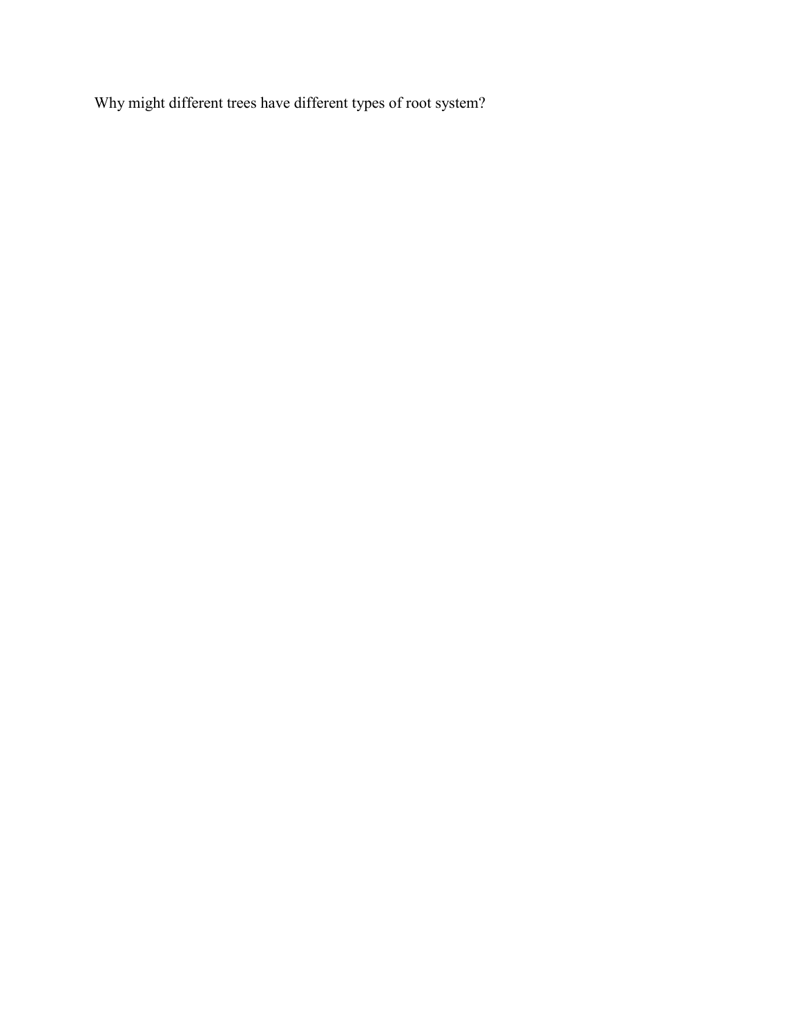Why might different trees have different types of root system?